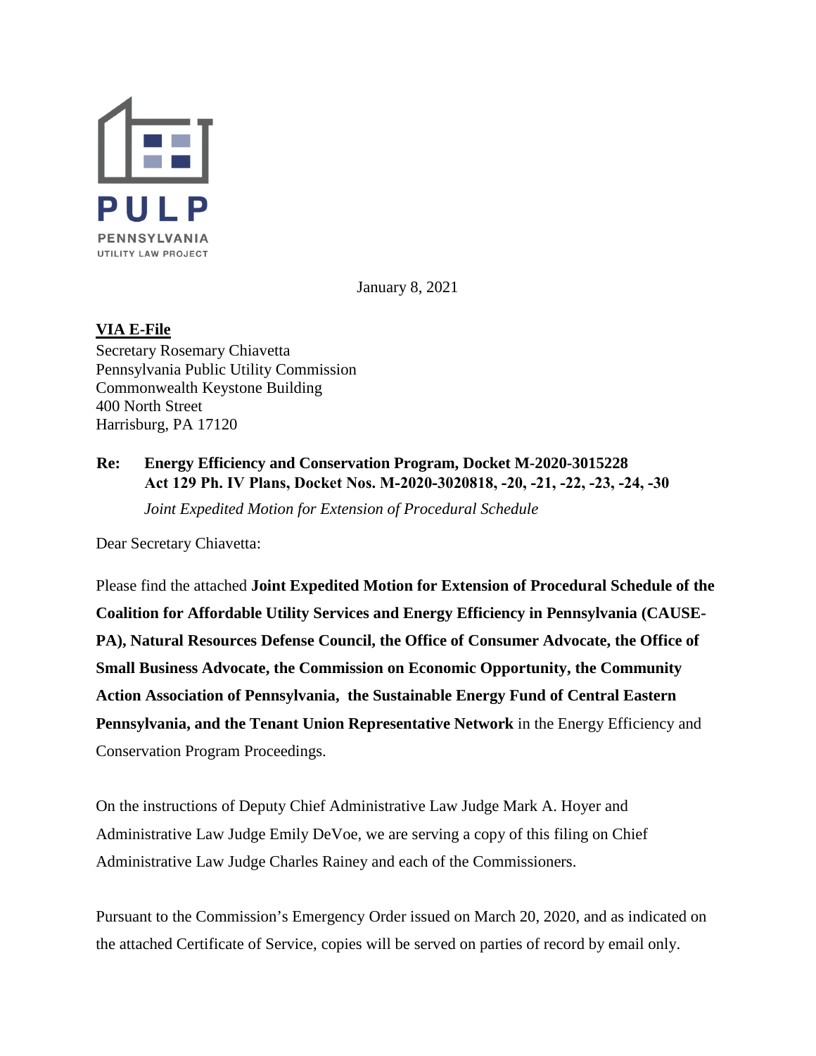PULP
PENNSYLVANIA
UTILITY LAW PROJECT

January 8, 2021

**VIA E-File**
Secretary Rosemary Chiavetta
Pennsylvania Public Utility Commission
Commonwealth Keystone Building
400 North Street
Harrisburg, PA 17120

**Re: Energy Efficiency and Conservation Program, Docket M-2020-3015228**
**Act 129 Ph. IV Plans, Docket Nos. M-2020-3020818, -20, -21, -22, -23, -24, -30**
*Joint Expedited Motion for Extension of Procedural Schedule*

Dear Secretary Chiavetta:

Please find the attached **Joint Expedited Motion for Extension of Procedural Schedule of the Coalition for Affordable Utility Services and Energy Efficiency in Pennsylvania (CAUSE-PA), Natural Resources Defense Council, the Office of Consumer Advocate, the Office of Small Business Advocate, the Commission on Economic Opportunity, the Community Action Association of Pennsylvania, the Sustainable Energy Fund of Central Eastern Pennsylvania, and the Tenant Union Representative Network** in the Energy Efficiency and Conservation Program Proceedings.

On the instructions of Deputy Chief Administrative Law Judge Mark A. Hoyer and Administrative Law Judge Emily DeVoe, we are serving a copy of this filing on Chief Administrative Law Judge Charles Rainey and each of the Commissioners.

Pursuant to the Commission's Emergency Order issued on March 20, 2020, and as indicated on the attached Certificate of Service, copies will be served on parties of record by email only.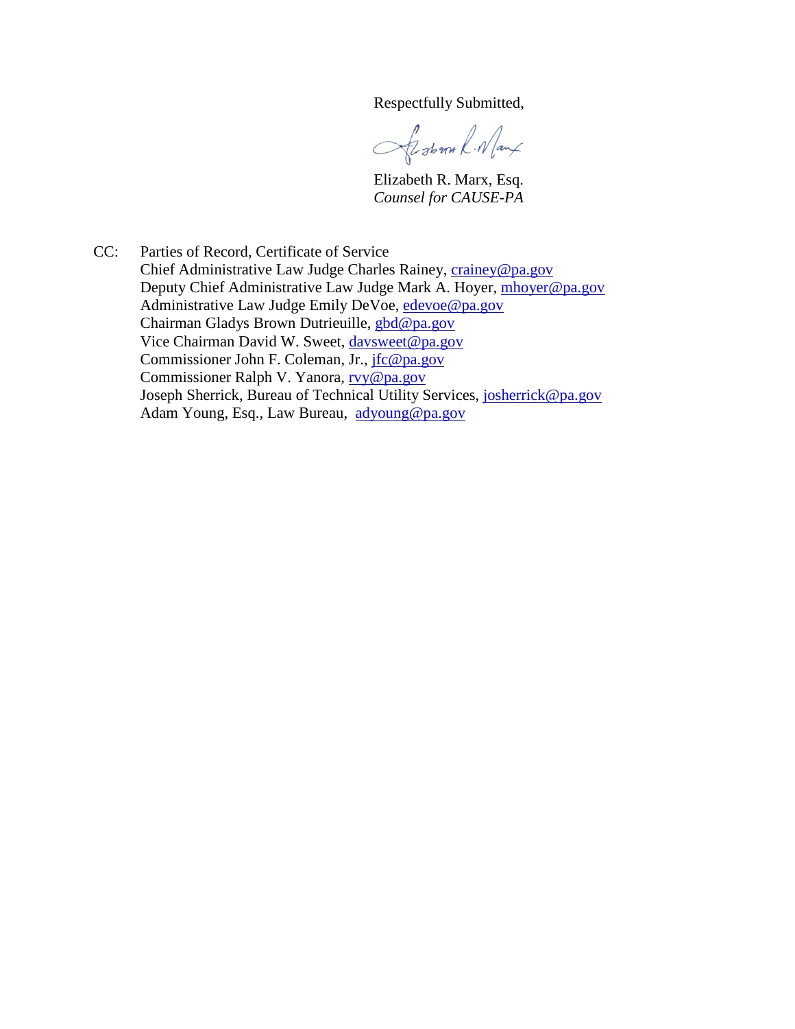Respectfully Submitted,

Elizabeth R. Marx, Esq.
*Counsel for CAUSE-PA*

CC: Parties of Record, Certificate of Service
Chief Administrative Law Judge Charles Rainey, crainey@pa.gov
Deputy Chief Administrative Law Judge Mark A. Hoyer, mhoyer@pa.gov
Administrative Law Judge Emily DeVoe, edevoe@pa.gov
Chairman Gladys Brown Dutrieuille, gbd@pa.gov
Vice Chairman David W. Sweet, davsweet@pa.gov
Commissioner John F. Coleman, Jr., jfc@pa.gov
Commissioner Ralph V. Yanora, rvy@pa.gov
Joseph Sherrick, Bureau of Technical Utility Services, josherrick@pa.gov
Adam Young, Esq., Law Bureau, adyoung@pa.gov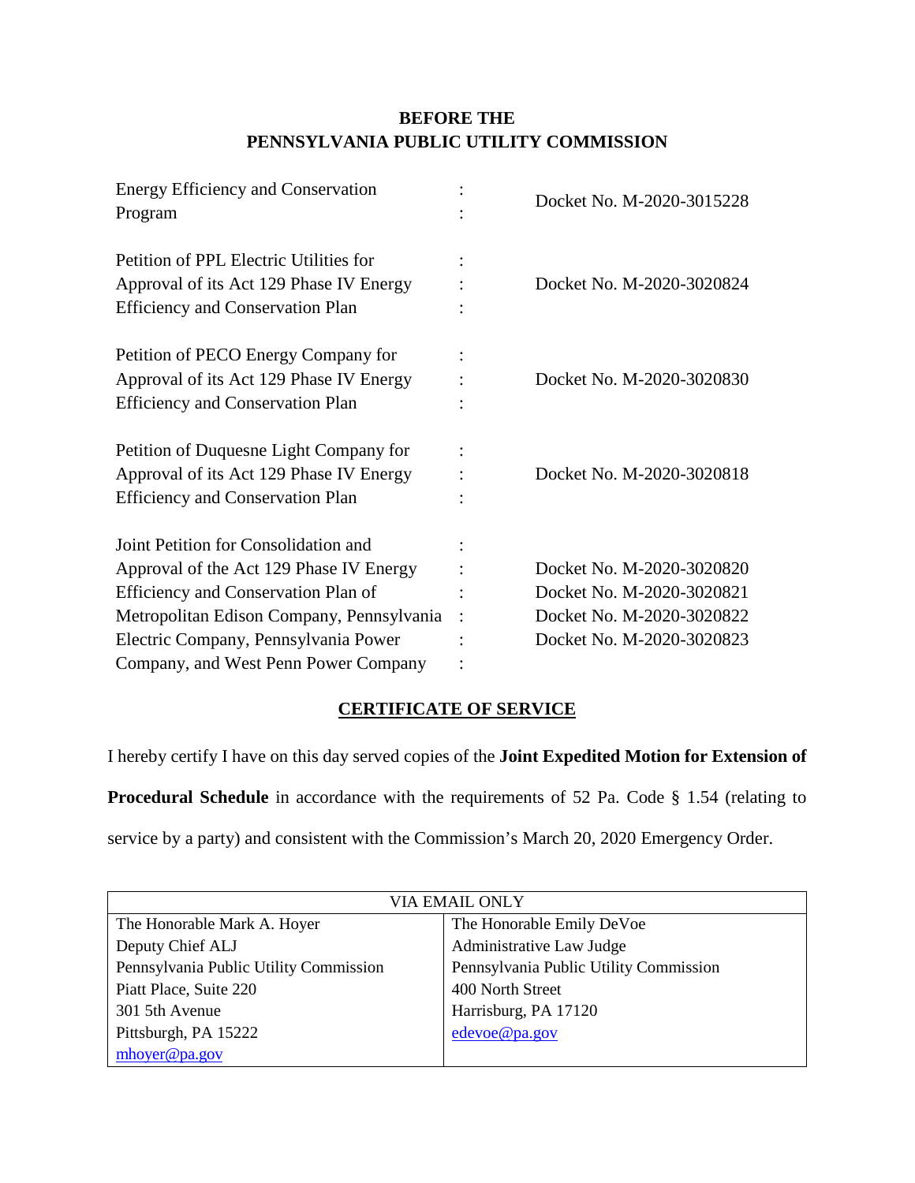**BEFORE THE**
**PENNSYLVANIA PUBLIC UTILITY COMMISSION**

| | | |
|---|---|---|
| Energy Efficiency and Conservation Program | : | Docket No. M-2020-3015228 |
| Petition of PPL Electric Utilities for Approval of its Act 129 Phase IV Energy Efficiency and Conservation Plan | : | Docket No. M-2020-3020824 |
| Petition of PECO Energy Company for Approval of its Act 129 Phase IV Energy Efficiency and Conservation Plan | : | Docket No. M-2020-3020830 |
| Petition of Duquesne Light Company for Approval of its Act 129 Phase IV Energy Efficiency and Conservation Plan | : | Docket No. M-2020-3020818 |
| Joint Petition for Consolidation and Approval of the Act 129 Phase IV Energy Efficiency and Conservation Plan of Metropolitan Edison Company, Pennsylvania Electric Company, Pennsylvania Power Company, and West Penn Power Company | : | Docket No. M-2020-3020820<br>Docket No. M-2020-3020821<br>Docket No. M-2020-3020822<br>Docket No. M-2020-3020823 |

## CERTIFICATE OF SERVICE

I hereby certify I have on this day served copies of the **Joint Expedited Motion for Extension of Procedural Schedule** in accordance with the requirements of 52 Pa. Code § 1.54 (relating to service by a party) and consistent with the Commission's March 20, 2020 Emergency Order.

| VIA EMAIL ONLY | |
|---|---|
| The Honorable Mark A. Hoyer<br>Deputy Chief ALJ<br>Pennsylvania Public Utility Commission<br>Piatt Place, Suite 220<br>301 5th Avenue<br>Pittsburgh, PA 15222<br>mhoyer@pa.gov | The Honorable Emily DeVoe<br>Administrative Law Judge<br>Pennsylvania Public Utility Commission<br>400 North Street<br>Harrisburg, PA 17120<br>edevoe@pa.gov |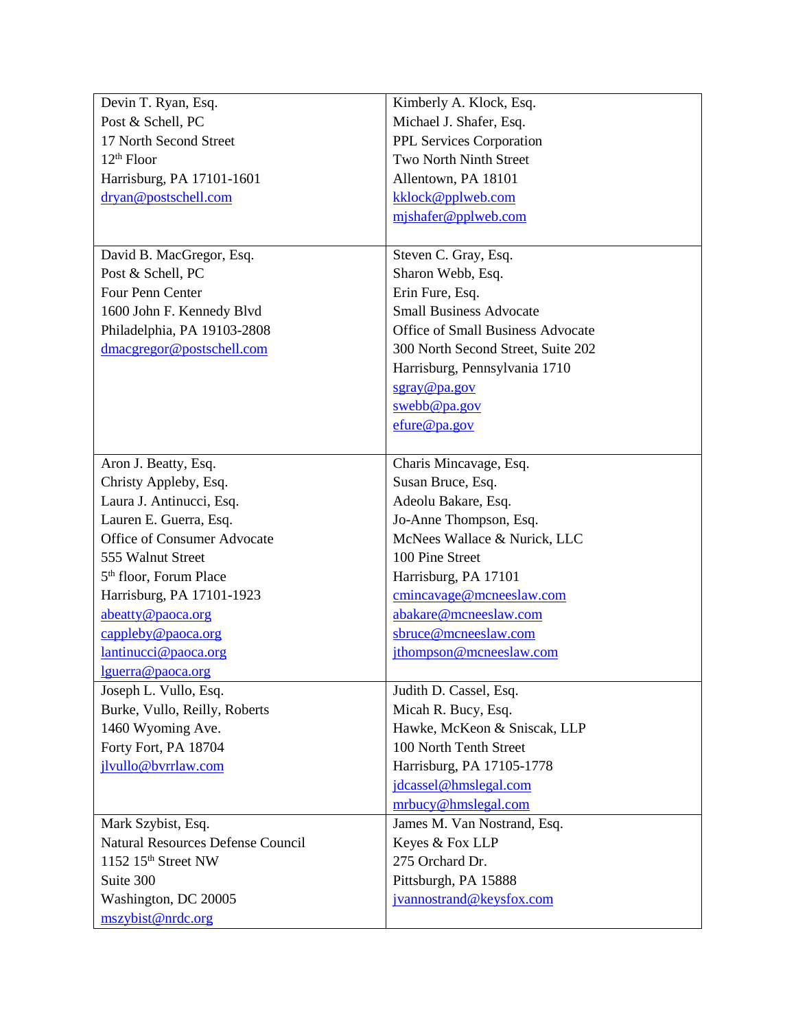| | |
|---|---|
| Devin T. Ryan, Esq.<br>Post & Schell, PC<br>17 North Second Street<br>12th Floor<br>Harrisburg, PA 17101-1601<br>dryan@postschell.com | Kimberly A. Klock, Esq.<br>Michael J. Shafer, Esq.<br>PPL Services Corporation<br>Two North Ninth Street<br>Allentown, PA 18101<br>kklock@pplweb.com<br>mjshafer@pplweb.com |
| David B. MacGregor, Esq.<br>Post & Schell, PC<br>Four Penn Center<br>1600 John F. Kennedy Blvd<br>Philadelphia, PA 19103-2808<br>dmacgregor@postschell.com | Steven C. Gray, Esq.<br>Sharon Webb, Esq.<br>Erin Fure, Esq.<br>Small Business Advocate<br>Office of Small Business Advocate<br>300 North Second Street, Suite 202<br>Harrisburg, Pennsylvania 1710<br>sgray@pa.gov<br>swebb@pa.gov<br>efure@pa.gov |
| Aron J. Beatty, Esq.<br>Christy Appleby, Esq.<br>Laura J. Antinucci, Esq.<br>Lauren E. Guerra, Esq.<br>Office of Consumer Advocate<br>555 Walnut Street<br>5th floor, Forum Place<br>Harrisburg, PA 17101-1923<br>abeatty@paoca.org<br>cappleby@paoca.org<br>lantinucci@paoca.org<br>lguerra@paoca.org | Charis Mincavage, Esq.<br>Susan Bruce, Esq.<br>Adeolu Bakare, Esq.<br>Jo-Anne Thompson, Esq.<br>McNees Wallace & Nurick, LLC<br>100 Pine Street<br>Harrisburg, PA 17101<br>cmincavage@mcneeslaw.com<br>abakare@mcneeslaw.com<br>sbruce@mcneeslaw.com<br>jthompson@mcneeslaw.com |
| Joseph L. Vullo, Esq.<br>Burke, Vullo, Reilly, Roberts<br>1460 Wyoming Ave.<br>Forty Fort, PA 18704<br>jlvullo@bvrrlaw.com | Judith D. Cassel, Esq.<br>Micah R. Bucy, Esq.<br>Hawke, McKeon & Sniscak, LLP<br>100 North Tenth Street<br>Harrisburg, PA 17105-1778<br>jdcassel@hmslegal.com<br>mrbucy@hmslegal.com |
| Mark Szybist, Esq.<br>Natural Resources Defense Council<br>1152 15th Street NW<br>Suite 300<br>Washington, DC 20005<br>mszybist@nrdc.org | James M. Van Nostrand, Esq.<br>Keyes & Fox LLP<br>275 Orchard Dr.<br>Pittsburgh, PA 15888<br>jvannostrand@keysfox.com |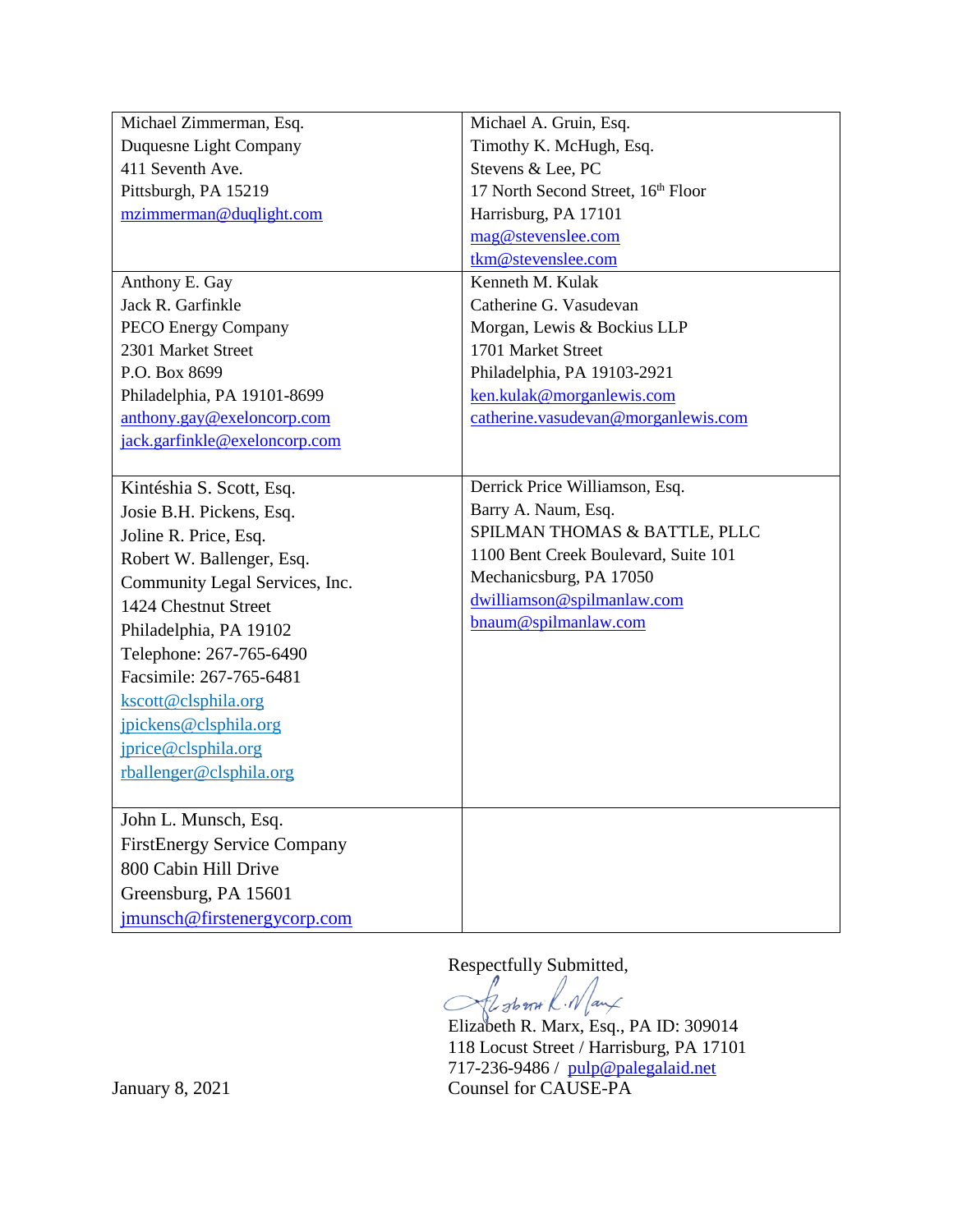| Michael Zimmerman, Esq.<br>Duquesne Light Company<br>411 Seventh Ave.<br>Pittsburgh, PA 15219<br>mzimmerman@duqlight.com | Michael A. Gruin, Esq.<br>Timothy K. McHugh, Esq.<br>Stevens & Lee, PC<br>17 North Second Street, 16th Floor<br>Harrisburg, PA 17101<br>mag@stevenslee.com<br>tkm@stevenslee.com |
|---|---|
| Anthony E. Gay<br>Jack R. Garfinkle<br>PECO Energy Company<br>2301 Market Street<br>P.O. Box 8699<br>Philadelphia, PA 19101-8699<br>anthony.gay@exeloncorp.com<br>jack.garfinkle@exeloncorp.com | Kenneth M. Kulak<br>Catherine G. Vasudevan<br>Morgan, Lewis & Bockius LLP<br>1701 Market Street<br>Philadelphia, PA 19103-2921<br>ken.kulak@morganlewis.com<br>catherine.vasudevan@morganlewis.com |
| Kintéshia S. Scott, Esq.<br>Josie B.H. Pickens, Esq.<br>Joline R. Price, Esq.<br>Robert W. Ballenger, Esq.<br>Community Legal Services, Inc.<br>1424 Chestnut Street<br>Philadelphia, PA 19102<br>Telephone: 267-765-6490<br>Facsimile: 267-765-6481<br>kscott@clsphila.org<br>jpickens@clsphila.org<br>jprice@clsphila.org<br>rballenger@clsphila.org | Derrick Price Williamson, Esq.<br>Barry A. Naum, Esq.<br>SPILMAN THOMAS & BATTLE, PLLC<br>1100 Bent Creek Boulevard, Suite 101<br>Mechanicsburg, PA 17050<br>dwilliamson@spilmanlaw.com<br>bnaum@spilmanlaw.com |
| John L. Munsch, Esq.<br>FirstEnergy Service Company<br>800 Cabin Hill Drive<br>Greensburg, PA 15601<br>jmunsch@firstenergycorp.com | |

Respectfully Submitted,

Elizabeth R. Marx, Esq., PA ID: 309014
118 Locust Street / Harrisburg, PA 17101
717-236-9486 / pulp@palegalaid.net
Counsel for CAUSE-PA

January 8, 2021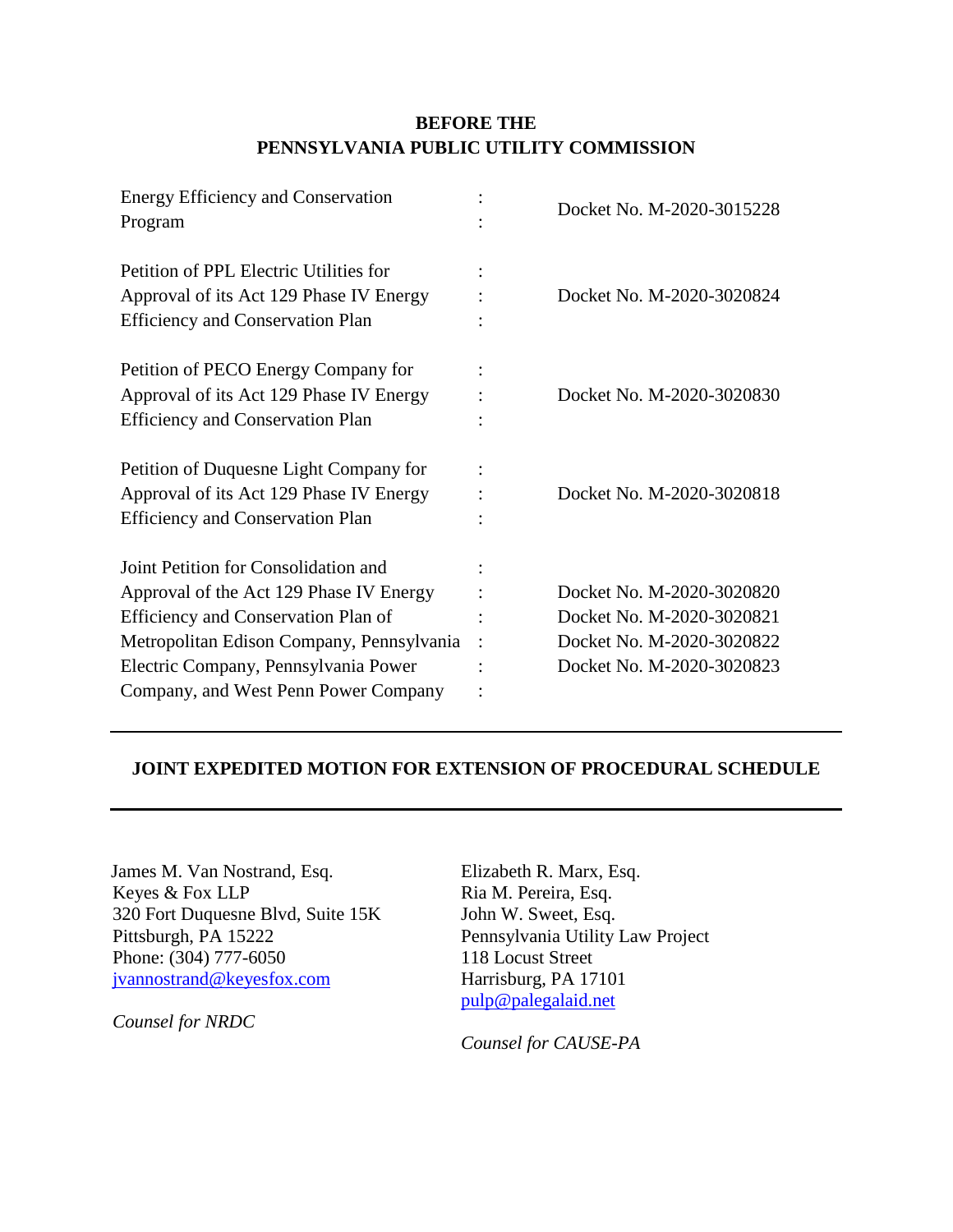**BEFORE THE**
**PENNSYLVANIA PUBLIC UTILITY COMMISSION**

| | | |
|---|---|---|
| Energy Efficiency and Conservation Program | : | Docket No. M-2020-3015228 |
| Petition of PPL Electric Utilities for Approval of its Act 129 Phase IV Energy Efficiency and Conservation Plan | : | Docket No. M-2020-3020824 |
| Petition of PECO Energy Company for Approval of its Act 129 Phase IV Energy Efficiency and Conservation Plan | : | Docket No. M-2020-3020830 |
| Petition of Duquesne Light Company for Approval of its Act 129 Phase IV Energy Efficiency and Conservation Plan | : | Docket No. M-2020-3020818 |
| Joint Petition for Consolidation and Approval of the Act 129 Phase IV Energy Efficiency and Conservation Plan of Metropolitan Edison Company, Pennsylvania Electric Company, Pennsylvania Power Company, and West Penn Power Company | : | Docket No. M-2020-3020820<br>Docket No. M-2020-3020821<br>Docket No. M-2020-3020822<br>Docket No. M-2020-3020823 |

---

**JOINT EXPEDITED MOTION FOR EXTENSION OF PROCEDURAL SCHEDULE**

---

James M. Van Nostrand, Esq.
Keyes & Fox LLP
320 Fort Duquesne Blvd, Suite 15K
Pittsburgh, PA 15222
Phone: (304) 777-6050
jvannostrand@keyesfox.com

*Counsel for NRDC*

Elizabeth R. Marx, Esq.
Ria M. Pereira, Esq.
John W. Sweet, Esq.
Pennsylvania Utility Law Project
118 Locust Street
Harrisburg, PA 17101
pulp@palegalaid.net

*Counsel for CAUSE-PA*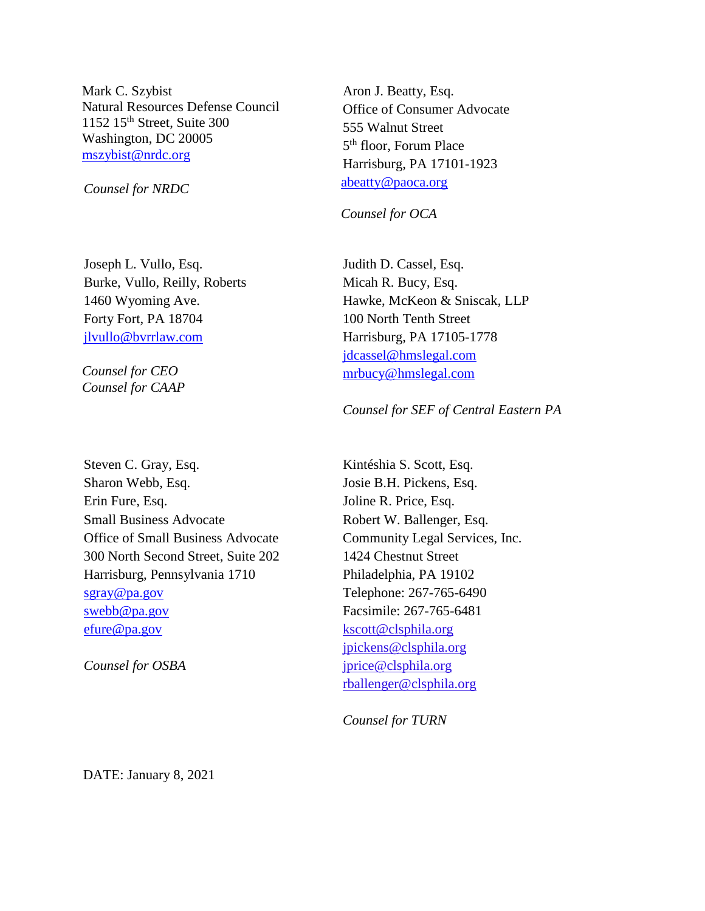Mark C. Szybist
Natural Resources Defense Council
1152 15th Street, Suite 300
Washington, DC 20005
mszybist@nrdc.org

*Counsel for NRDC*

Aron J. Beatty, Esq.
Office of Consumer Advocate
555 Walnut Street
5th floor, Forum Place
Harrisburg, PA 17101-1923
abeatty@paoca.org

*Counsel for OCA*

Joseph L. Vullo, Esq.
Burke, Vullo, Reilly, Roberts
1460 Wyoming Ave.
Forty Fort, PA 18704
jlvullo@bvrrlaw.com

*Counsel for CEO*
*Counsel for CAAP*

Judith D. Cassel, Esq.
Micah R. Bucy, Esq.
Hawke, McKeon & Sniscak, LLP
100 North Tenth Street
Harrisburg, PA 17105-1778
jdcassel@hmslegal.com
mrbucy@hmslegal.com

*Counsel for SEF of Central Eastern PA*

Steven C. Gray, Esq.
Sharon Webb, Esq.
Erin Fure, Esq.
Small Business Advocate
Office of Small Business Advocate
300 North Second Street, Suite 202
Harrisburg, Pennsylvania 1710
sgray@pa.gov
swebb@pa.gov
efure@pa.gov

*Counsel for OSBA*

Kintéshia S. Scott, Esq.
Josie B.H. Pickens, Esq.
Joline R. Price, Esq.
Robert W. Ballenger, Esq.
Community Legal Services, Inc.
1424 Chestnut Street
Philadelphia, PA 19102
Telephone: 267-765-6490
Facsimile: 267-765-6481
kscott@clsphila.org
jpickens@clsphila.org
jprice@clsphila.org
rballenger@clsphila.org

*Counsel for TURN*

DATE: January 8, 2021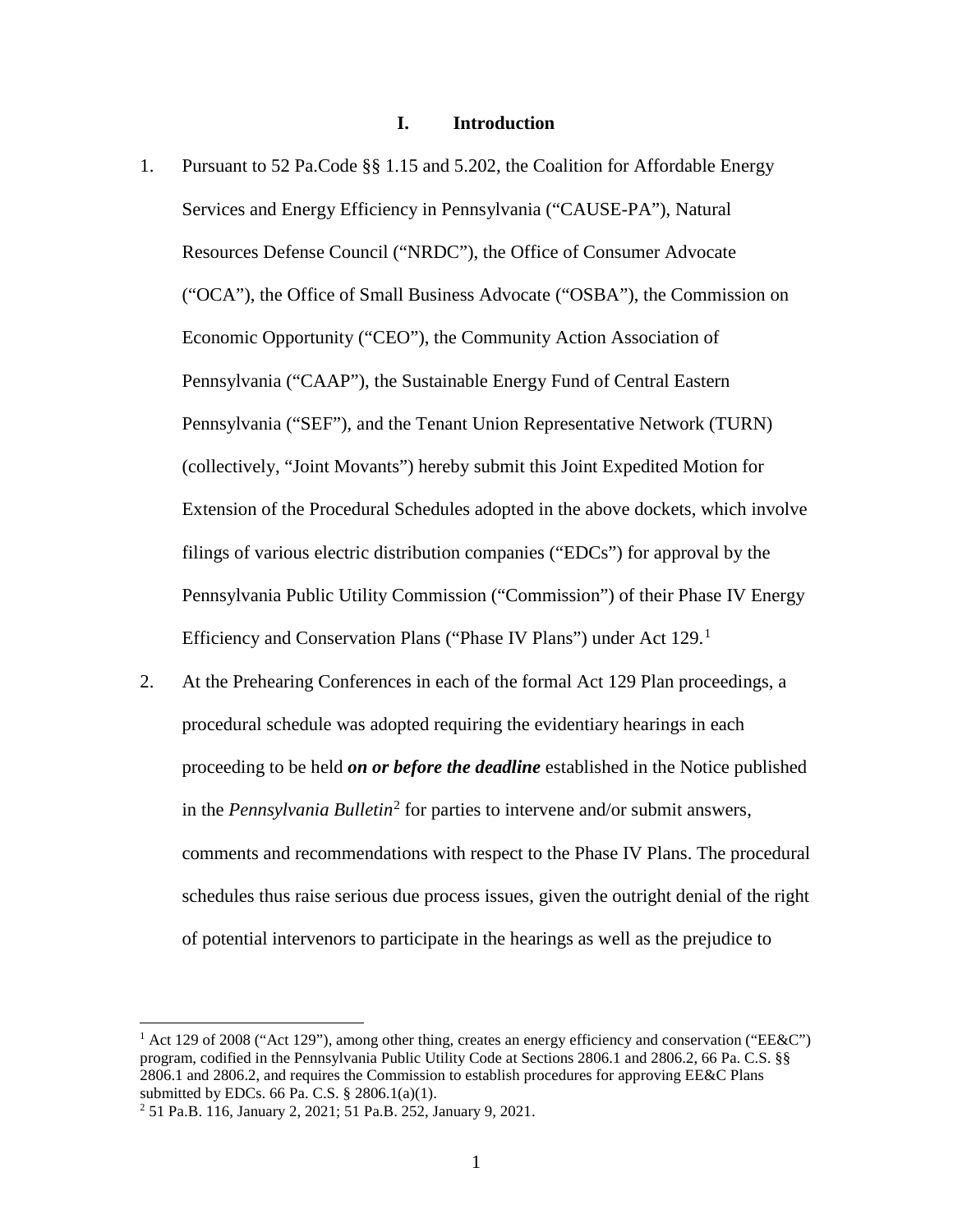## I. Introduction

1. Pursuant to 52 Pa.Code §§ 1.15 and 5.202, the Coalition for Affordable Energy Services and Energy Efficiency in Pennsylvania ("CAUSE-PA"), Natural Resources Defense Council ("NRDC"), the Office of Consumer Advocate ("OCA"), the Office of Small Business Advocate ("OSBA"), the Commission on Economic Opportunity ("CEO"), the Community Action Association of Pennsylvania ("CAAP"), the Sustainable Energy Fund of Central Eastern Pennsylvania ("SEF"), and the Tenant Union Representative Network (TURN) (collectively, "Joint Movants") hereby submit this Joint Expedited Motion for Extension of the Procedural Schedules adopted in the above dockets, which involve filings of various electric distribution companies ("EDCs") for approval by the Pennsylvania Public Utility Commission ("Commission") of their Phase IV Energy Efficiency and Conservation Plans ("Phase IV Plans") under Act 129.[1]

2. At the Prehearing Conferences in each of the formal Act 129 Plan proceedings, a procedural schedule was adopted requiring the evidentiary hearings in each proceeding to be held ***on or before the deadline*** established in the Notice published in the *Pennsylvania Bulletin*[2] for parties to intervene and/or submit answers, comments and recommendations with respect to the Phase IV Plans. The procedural schedules thus raise serious due process issues, given the outright denial of the right of potential intervenors to participate in the hearings as well as the prejudice to

---

[1] Act 129 of 2008 ("Act 129"), among other thing, creates an energy efficiency and conservation ("EE&C") program, codified in the Pennsylvania Public Utility Code at Sections 2806.1 and 2806.2, 66 Pa. C.S. §§ 2806.1 and 2806.2, and requires the Commission to establish procedures for approving EE&C Plans submitted by EDCs. 66 Pa. C.S. § 2806.1(a)(1).

[2] 51 Pa.B. 116, January 2, 2021; 51 Pa.B. 252, January 9, 2021.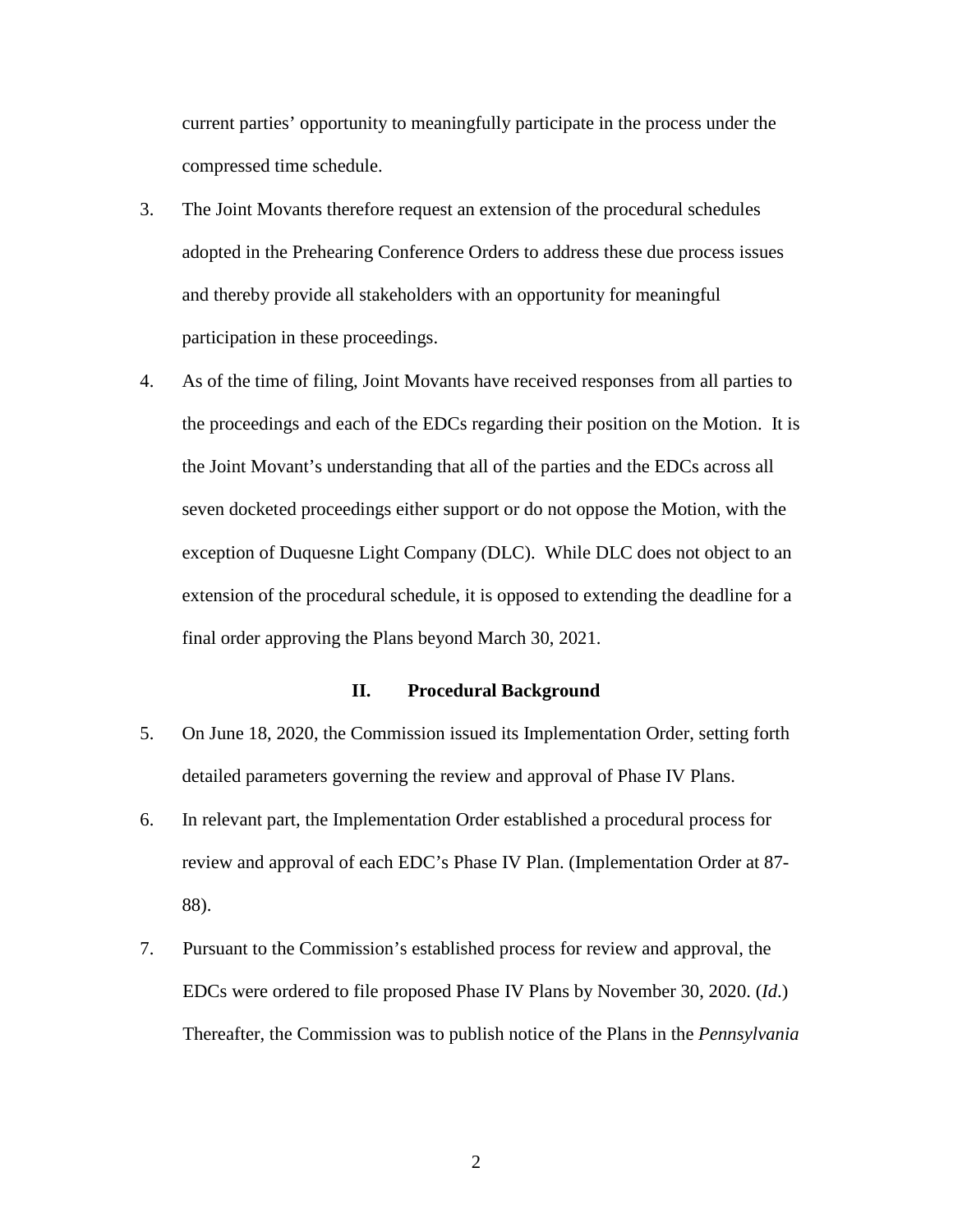current parties' opportunity to meaningfully participate in the process under the compressed time schedule.

3. The Joint Movants therefore request an extension of the procedural schedules adopted in the Prehearing Conference Orders to address these due process issues and thereby provide all stakeholders with an opportunity for meaningful participation in these proceedings.

4. As of the time of filing, Joint Movants have received responses from all parties to the proceedings and each of the EDCs regarding their position on the Motion. It is the Joint Movant's understanding that all of the parties and the EDCs across all seven docketed proceedings either support or do not oppose the Motion, with the exception of Duquesne Light Company (DLC). While DLC does not object to an extension of the procedural schedule, it is opposed to extending the deadline for a final order approving the Plans beyond March 30, 2021.

## II. Procedural Background

5. On June 18, 2020, the Commission issued its Implementation Order, setting forth detailed parameters governing the review and approval of Phase IV Plans.

6. In relevant part, the Implementation Order established a procedural process for review and approval of each EDC's Phase IV Plan. (Implementation Order at 87-88).

7. Pursuant to the Commission's established process for review and approval, the EDCs were ordered to file proposed Phase IV Plans by November 30, 2020. (*Id*.) Thereafter, the Commission was to publish notice of the Plans in the *Pennsylvania*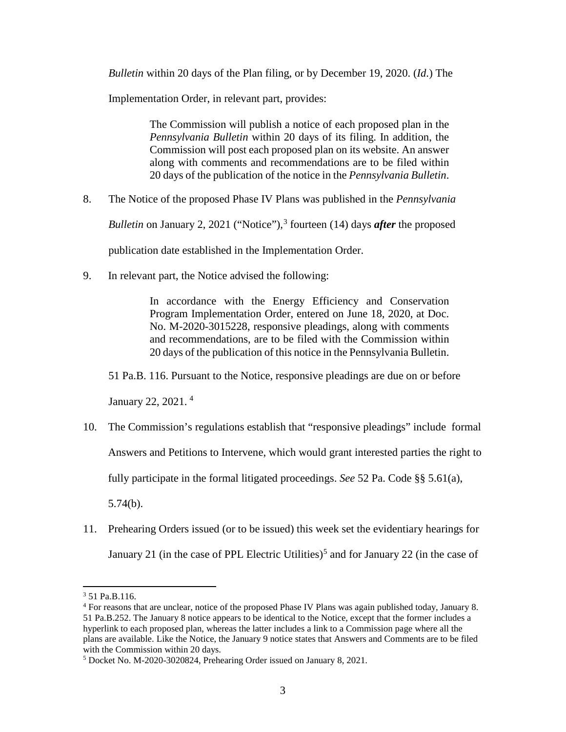*Bulletin* within 20 days of the Plan filing, or by December 19, 2020. (*Id*.) The Implementation Order, in relevant part, provides:

> The Commission will publish a notice of each proposed plan in the *Pennsylvania Bulletin* within 20 days of its filing. In addition, the Commission will post each proposed plan on its website. An answer along with comments and recommendations are to be filed within 20 days of the publication of the notice in the *Pennsylvania Bulletin*.

8. The Notice of the proposed Phase IV Plans was published in the *Pennsylvania Bulletin* on January 2, 2021 ("Notice"),[3] fourteen (14) days ***after*** the proposed publication date established in the Implementation Order.

9. In relevant part, the Notice advised the following:

   > In accordance with the Energy Efficiency and Conservation Program Implementation Order, entered on June 18, 2020, at Doc. No. M-2020-3015228, responsive pleadings, along with comments and recommendations, are to be filed with the Commission within 20 days of the publication of this notice in the Pennsylvania Bulletin.

   51 Pa.B. 116. Pursuant to the Notice, responsive pleadings are due on or before January 22, 2021.[4]

10. The Commission's regulations establish that "responsive pleadings" include formal Answers and Petitions to Intervene, which would grant interested parties the right to fully participate in the formal litigated proceedings. *See* 52 Pa. Code §§ 5.61(a), 5.74(b).

11. Prehearing Orders issued (or to be issued) this week set the evidentiary hearings for January 21 (in the case of PPL Electric Utilities)[5] and for January 22 (in the case of

---

[3] 51 Pa.B.116.

[4] For reasons that are unclear, notice of the proposed Phase IV Plans was again published today, January 8. 51 Pa.B.252. The January 8 notice appears to be identical to the Notice, except that the former includes a hyperlink to each proposed plan, whereas the latter includes a link to a Commission page where all the plans are available. Like the Notice, the January 9 notice states that Answers and Comments are to be filed with the Commission within 20 days.

[5] Docket No. M-2020-3020824, Prehearing Order issued on January 8, 2021.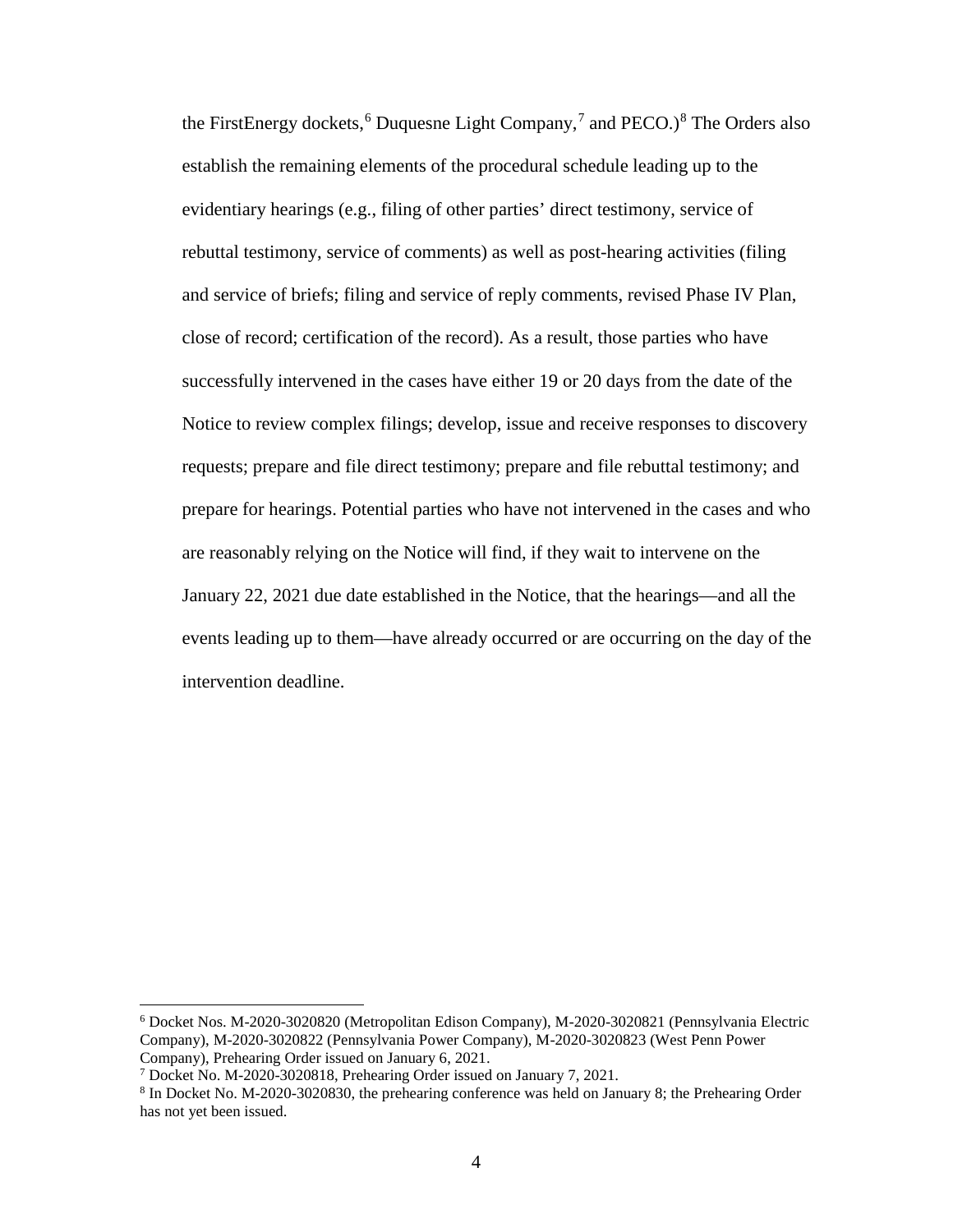the FirstEnergy dockets,[6] Duquesne Light Company,[7] and PECO.)[8] The Orders also establish the remaining elements of the procedural schedule leading up to the evidentiary hearings (e.g., filing of other parties' direct testimony, service of rebuttal testimony, service of comments) as well as post-hearing activities (filing and service of briefs; filing and service of reply comments, revised Phase IV Plan, close of record; certification of the record). As a result, those parties who have successfully intervened in the cases have either 19 or 20 days from the date of the Notice to review complex filings; develop, issue and receive responses to discovery requests; prepare and file direct testimony; prepare and file rebuttal testimony; and prepare for hearings. Potential parties who have not intervened in the cases and who are reasonably relying on the Notice will find, if they wait to intervene on the January 22, 2021 due date established in the Notice, that the hearings—and all the events leading up to them—have already occurred or are occurring on the day of the intervention deadline.

---

[6] Docket Nos. M-2020-3020820 (Metropolitan Edison Company), M-2020-3020821 (Pennsylvania Electric Company), M-2020-3020822 (Pennsylvania Power Company), M-2020-3020823 (West Penn Power Company), Prehearing Order issued on January 6, 2021.

[7] Docket No. M-2020-3020818, Prehearing Order issued on January 7, 2021.

[8] In Docket No. M-2020-3020830, the prehearing conference was held on January 8; the Prehearing Order has not yet been issued.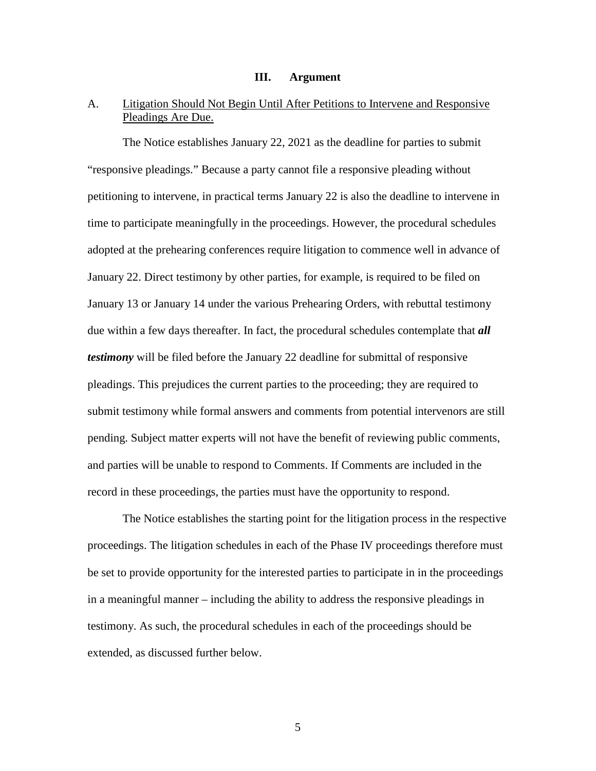## III. Argument

A. Litigation Should Not Begin Until After Petitions to Intervene and Responsive Pleadings Are Due.

The Notice establishes January 22, 2021 as the deadline for parties to submit "responsive pleadings." Because a party cannot file a responsive pleading without petitioning to intervene, in practical terms January 22 is also the deadline to intervene in time to participate meaningfully in the proceedings. However, the procedural schedules adopted at the prehearing conferences require litigation to commence well in advance of January 22. Direct testimony by other parties, for example, is required to be filed on January 13 or January 14 under the various Prehearing Orders, with rebuttal testimony due within a few days thereafter. In fact, the procedural schedules contemplate that ***all testimony*** will be filed before the January 22 deadline for submittal of responsive pleadings. This prejudices the current parties to the proceeding; they are required to submit testimony while formal answers and comments from potential intervenors are still pending. Subject matter experts will not have the benefit of reviewing public comments, and parties will be unable to respond to Comments. If Comments are included in the record in these proceedings, the parties must have the opportunity to respond.

The Notice establishes the starting point for the litigation process in the respective proceedings. The litigation schedules in each of the Phase IV proceedings therefore must be set to provide opportunity for the interested parties to participate in in the proceedings in a meaningful manner – including the ability to address the responsive pleadings in testimony. As such, the procedural schedules in each of the proceedings should be extended, as discussed further below.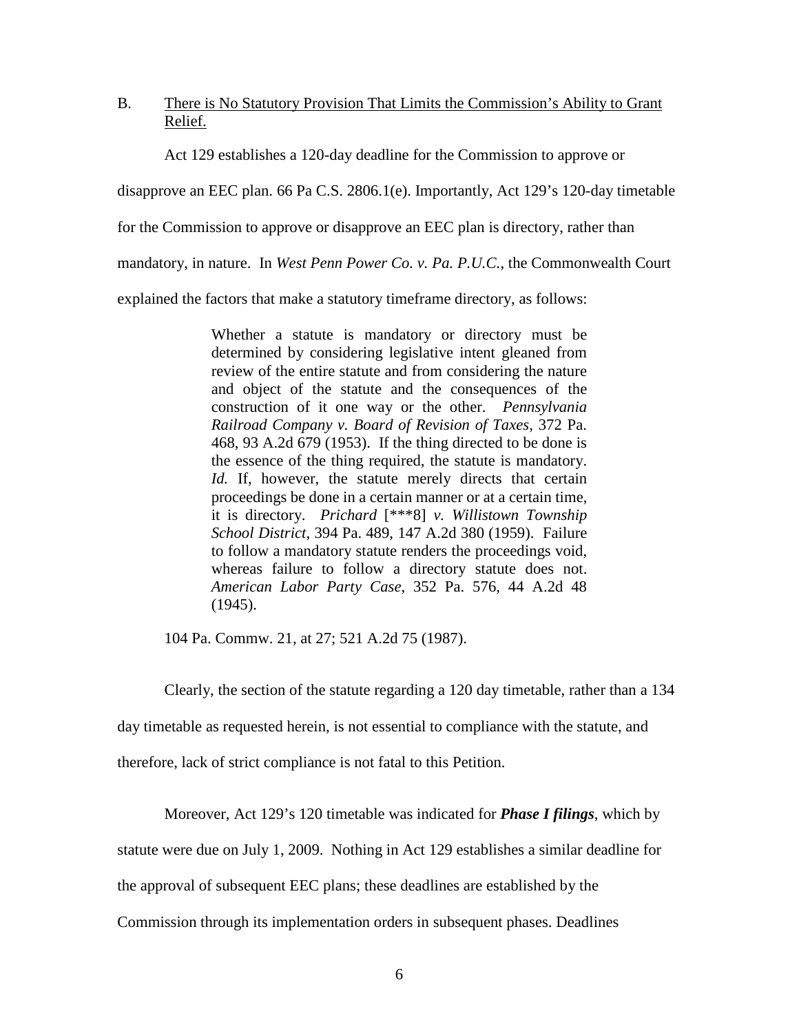B. <u>There is No Statutory Provision That Limits the Commission's Ability to Grant Relief.</u>

Act 129 establishes a 120-day deadline for the Commission to approve or disapprove an EEC plan. 66 Pa C.S. 2806.1(e). Importantly, Act 129's 120-day timetable for the Commission to approve or disapprove an EEC plan is directory, rather than mandatory, in nature. In *West Penn Power Co. v. Pa. P.U.C.*, the Commonwealth Court explained the factors that make a statutory timeframe directory, as follows:

> Whether a statute is mandatory or directory must be determined by considering legislative intent gleaned from review of the entire statute and from considering the nature and object of the statute and the consequences of the construction of it one way or the other. *Pennsylvania Railroad Company v. Board of Revision of Taxes*, 372 Pa. 468, 93 A.2d 679 (1953). If the thing directed to be done is the essence of the thing required, the statute is mandatory. *Id.* If, however, the statute merely directs that certain proceedings be done in a certain manner or at a certain time, it is directory. *Prichard* [***8] *v. Willistown Township School District*, 394 Pa. 489, 147 A.2d 380 (1959). Failure to follow a mandatory statute renders the proceedings void, whereas failure to follow a directory statute does not. *American Labor Party Case*, 352 Pa. 576, 44 A.2d 48 (1945).

104 Pa. Commw. 21, at 27; 521 A.2d 75 (1987).

Clearly, the section of the statute regarding a 120 day timetable, rather than a 134 day timetable as requested herein, is not essential to compliance with the statute, and therefore, lack of strict compliance is not fatal to this Petition.

Moreover, Act 129's 120 timetable was indicated for ***Phase I filings***, which by statute were due on July 1, 2009. Nothing in Act 129 establishes a similar deadline for the approval of subsequent EEC plans; these deadlines are established by the Commission through its implementation orders in subsequent phases. Deadlines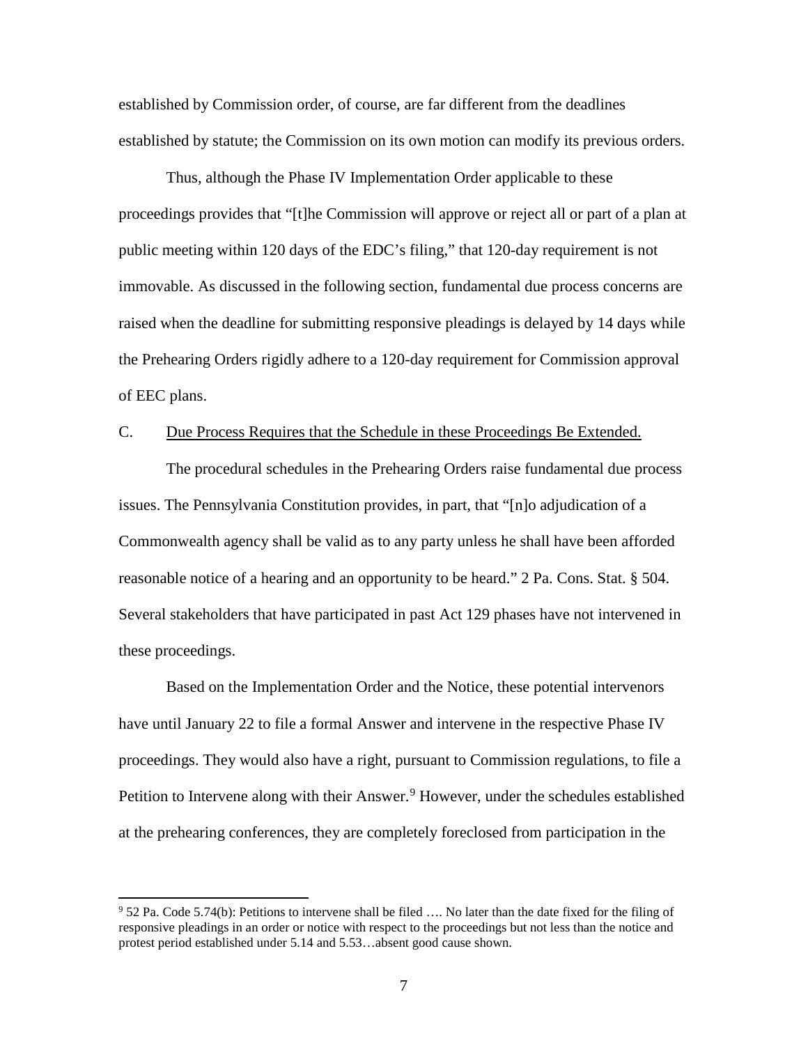established by Commission order, of course, are far different from the deadlines established by statute; the Commission on its own motion can modify its previous orders.

Thus, although the Phase IV Implementation Order applicable to these proceedings provides that "[t]he Commission will approve or reject all or part of a plan at public meeting within 120 days of the EDC's filing," that 120-day requirement is not immovable. As discussed in the following section, fundamental due process concerns are raised when the deadline for submitting responsive pleadings is delayed by 14 days while the Prehearing Orders rigidly adhere to a 120-day requirement for Commission approval of EEC plans.

C. <u>Due Process Requires that the Schedule in these Proceedings Be Extended.</u>

The procedural schedules in the Prehearing Orders raise fundamental due process issues. The Pennsylvania Constitution provides, in part, that "[n]o adjudication of a Commonwealth agency shall be valid as to any party unless he shall have been afforded reasonable notice of a hearing and an opportunity to be heard." 2 Pa. Cons. Stat. § 504. Several stakeholders that have participated in past Act 129 phases have not intervened in these proceedings.

Based on the Implementation Order and the Notice, these potential intervenors have until January 22 to file a formal Answer and intervene in the respective Phase IV proceedings. They would also have a right, pursuant to Commission regulations, to file a Petition to Intervene along with their Answer.[9] However, under the schedules established at the prehearing conferences, they are completely foreclosed from participation in the

[9] 52 Pa. Code 5.74(b): Petitions to intervene shall be filed …. No later than the date fixed for the filing of responsive pleadings in an order or notice with respect to the proceedings but not less than the notice and protest period established under 5.14 and 5.53…absent good cause shown.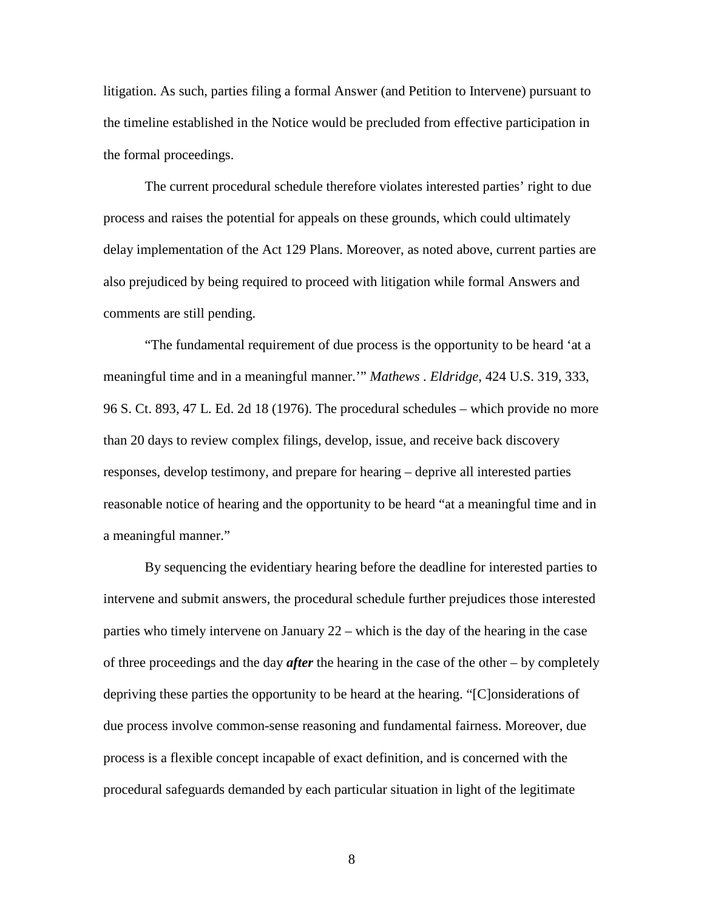litigation. As such, parties filing a formal Answer (and Petition to Intervene) pursuant to the timeline established in the Notice would be precluded from effective participation in the formal proceedings.

The current procedural schedule therefore violates interested parties' right to due process and raises the potential for appeals on these grounds, which could ultimately delay implementation of the Act 129 Plans. Moreover, as noted above, current parties are also prejudiced by being required to proceed with litigation while formal Answers and comments are still pending.

"The fundamental requirement of due process is the opportunity to be heard 'at a meaningful time and in a meaningful manner.'" *Mathews . Eldridge*, 424 U.S. 319, 333, 96 S. Ct. 893, 47 L. Ed. 2d 18 (1976). The procedural schedules – which provide no more than 20 days to review complex filings, develop, issue, and receive back discovery responses, develop testimony, and prepare for hearing – deprive all interested parties reasonable notice of hearing and the opportunity to be heard "at a meaningful time and in a meaningful manner."

By sequencing the evidentiary hearing before the deadline for interested parties to intervene and submit answers, the procedural schedule further prejudices those interested parties who timely intervene on January 22 – which is the day of the hearing in the case of three proceedings and the day ***after*** the hearing in the case of the other – by completely depriving these parties the opportunity to be heard at the hearing. "[C]onsiderations of due process involve common-sense reasoning and fundamental fairness. Moreover, due process is a flexible concept incapable of exact definition, and is concerned with the procedural safeguards demanded by each particular situation in light of the legitimate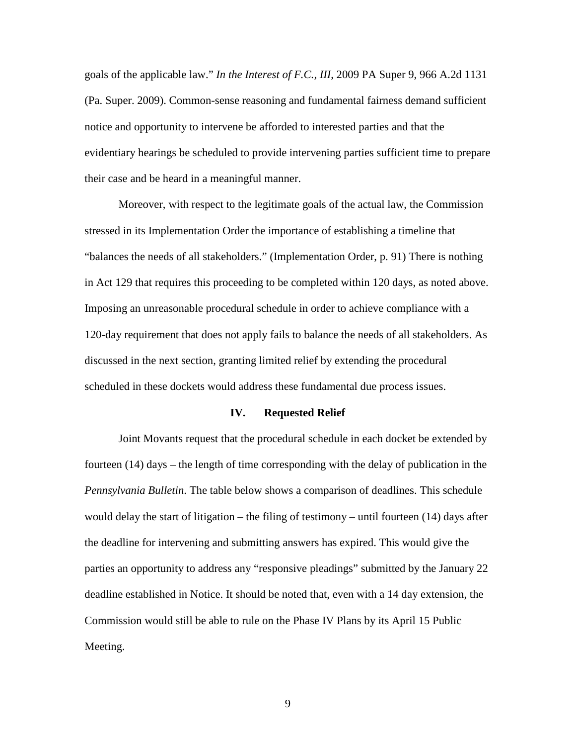goals of the applicable law." *In the Interest of F.C., III*, 2009 PA Super 9, 966 A.2d 1131 (Pa. Super. 2009). Common-sense reasoning and fundamental fairness demand sufficient notice and opportunity to intervene be afforded to interested parties and that the evidentiary hearings be scheduled to provide intervening parties sufficient time to prepare their case and be heard in a meaningful manner.

Moreover, with respect to the legitimate goals of the actual law, the Commission stressed in its Implementation Order the importance of establishing a timeline that "balances the needs of all stakeholders." (Implementation Order, p. 91) There is nothing in Act 129 that requires this proceeding to be completed within 120 days, as noted above. Imposing an unreasonable procedural schedule in order to achieve compliance with a 120-day requirement that does not apply fails to balance the needs of all stakeholders. As discussed in the next section, granting limited relief by extending the procedural scheduled in these dockets would address these fundamental due process issues.

## IV. Requested Relief

Joint Movants request that the procedural schedule in each docket be extended by fourteen (14) days – the length of time corresponding with the delay of publication in the *Pennsylvania Bulletin*. The table below shows a comparison of deadlines. This schedule would delay the start of litigation – the filing of testimony – until fourteen (14) days after the deadline for intervening and submitting answers has expired. This would give the parties an opportunity to address any "responsive pleadings" submitted by the January 22 deadline established in Notice. It should be noted that, even with a 14 day extension, the Commission would still be able to rule on the Phase IV Plans by its April 15 Public Meeting.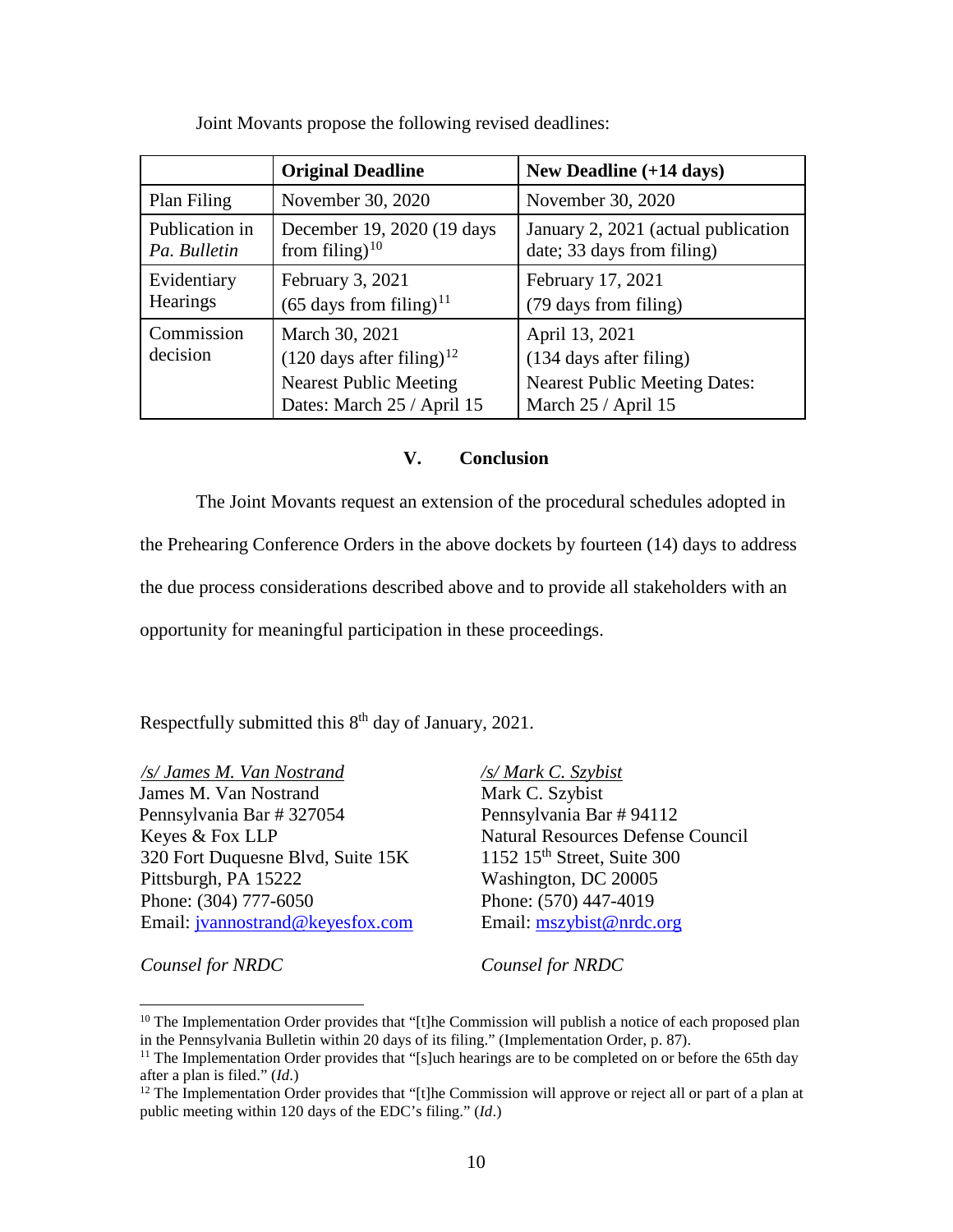Joint Movants propose the following revised deadlines:

| | **Original Deadline** | **New Deadline (+14 days)** |
|---|---|---|
| Plan Filing | November 30, 2020 | November 30, 2020 |
| Publication in *Pa. Bulletin* | December 19, 2020 (19 days from filing)[10] | January 2, 2021 (actual publication date; 33 days from filing) |
| Evidentiary Hearings | February 3, 2021 (65 days from filing)[11] | February 17, 2021 (79 days from filing) |
| Commission decision | March 30, 2021 (120 days after filing)[12] Nearest Public Meeting Dates: March 25 / April 15 | April 13, 2021 (134 days after filing) Nearest Public Meeting Dates: March 25 / April 15 |

## V. Conclusion

The Joint Movants request an extension of the procedural schedules adopted in the Prehearing Conference Orders in the above dockets by fourteen (14) days to address the due process considerations described above and to provide all stakeholders with an opportunity for meaningful participation in these proceedings.

Respectfully submitted this 8th day of January, 2021.

*/s/ James M. Van Nostrand*
James M. Van Nostrand
Pennsylvania Bar # 327054
Keyes & Fox LLP
320 Fort Duquesne Blvd, Suite 15K
Pittsburgh, PA 15222
Phone: (304) 777-6050
Email: jvannostrand@keyesfox.com

*Counsel for NRDC*

*/s/ Mark C. Szybist*
Mark C. Szybist
Pennsylvania Bar # 94112
Natural Resources Defense Council
1152 15th Street, Suite 300
Washington, DC 20005
Phone: (570) 447-4019
Email: mszybist@nrdc.org

*Counsel for NRDC*

---

[10] The Implementation Order provides that "[t]he Commission will publish a notice of each proposed plan in the Pennsylvania Bulletin within 20 days of its filing." (Implementation Order, p. 87).

[11] The Implementation Order provides that "[s]uch hearings are to be completed on or before the 65th day after a plan is filed." (*Id.*)

[12] The Implementation Order provides that "[t]he Commission will approve or reject all or part of a plan at public meeting within 120 days of the EDC's filing." (*Id.*)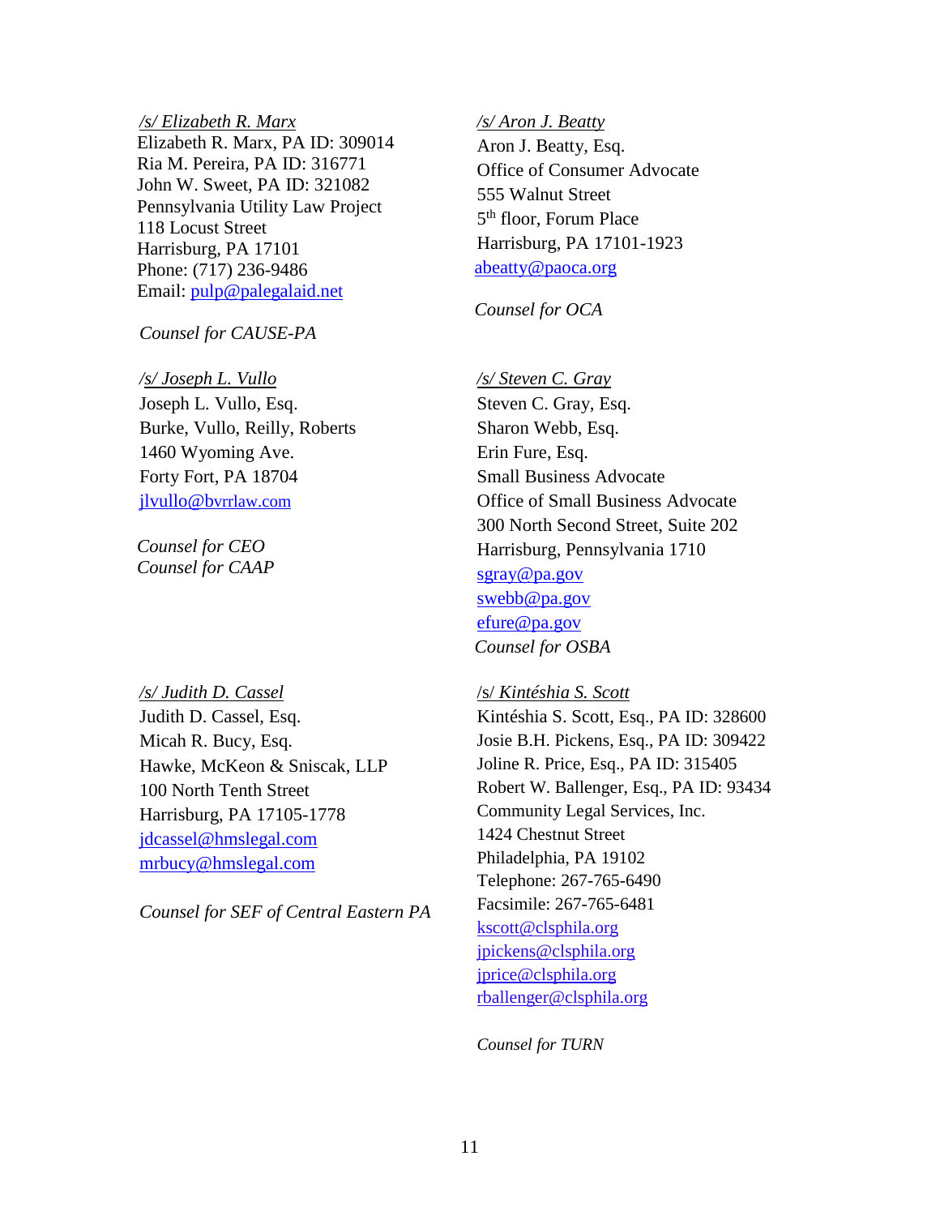*/s/ Elizabeth R. Marx*
Elizabeth R. Marx, PA ID: 309014
Ria M. Pereira, PA ID: 316771
John W. Sweet, PA ID: 321082
Pennsylvania Utility Law Project
118 Locust Street
Harrisburg, PA 17101
Phone: (717) 236-9486
Email: pulp@palegalaid.net

*Counsel for CAUSE-PA*

*/s/ Aron J. Beatty*
Aron J. Beatty, Esq.
Office of Consumer Advocate
555 Walnut Street
5th floor, Forum Place
Harrisburg, PA 17101-1923
abeatty@paoca.org

*Counsel for OCA*

*/s/ Joseph L. Vullo*
Joseph L. Vullo, Esq.
Burke, Vullo, Reilly, Roberts
1460 Wyoming Ave.
Forty Fort, PA 18704
jlvullo@bvrrlaw.com

*Counsel for CEO*
*Counsel for CAAP*

*/s/ Steven C. Gray*
Steven C. Gray, Esq.
Sharon Webb, Esq.
Erin Fure, Esq.
Small Business Advocate
Office of Small Business Advocate
300 North Second Street, Suite 202
Harrisburg, Pennsylvania 1710
sgray@pa.gov
swebb@pa.gov
efure@pa.gov
*Counsel for OSBA*

*/s/ Judith D. Cassel*
Judith D. Cassel, Esq.
Micah R. Bucy, Esq.
Hawke, McKeon & Sniscak, LLP
100 North Tenth Street
Harrisburg, PA 17105-1778
jdcassel@hmslegal.com
mrbucy@hmslegal.com

*Counsel for SEF of Central Eastern PA*

/s/ *Kintéshia S. Scott*
Kintéshia S. Scott, Esq., PA ID: 328600
Josie B.H. Pickens, Esq., PA ID: 309422
Joline R. Price, Esq., PA ID: 315405
Robert W. Ballenger, Esq., PA ID: 93434
Community Legal Services, Inc.
1424 Chestnut Street
Philadelphia, PA 19102
Telephone: 267-765-6490
Facsimile: 267-765-6481
kscott@clsphila.org
jpickens@clsphila.org
jprice@clsphila.org
rballenger@clsphila.org

*Counsel for TURN*